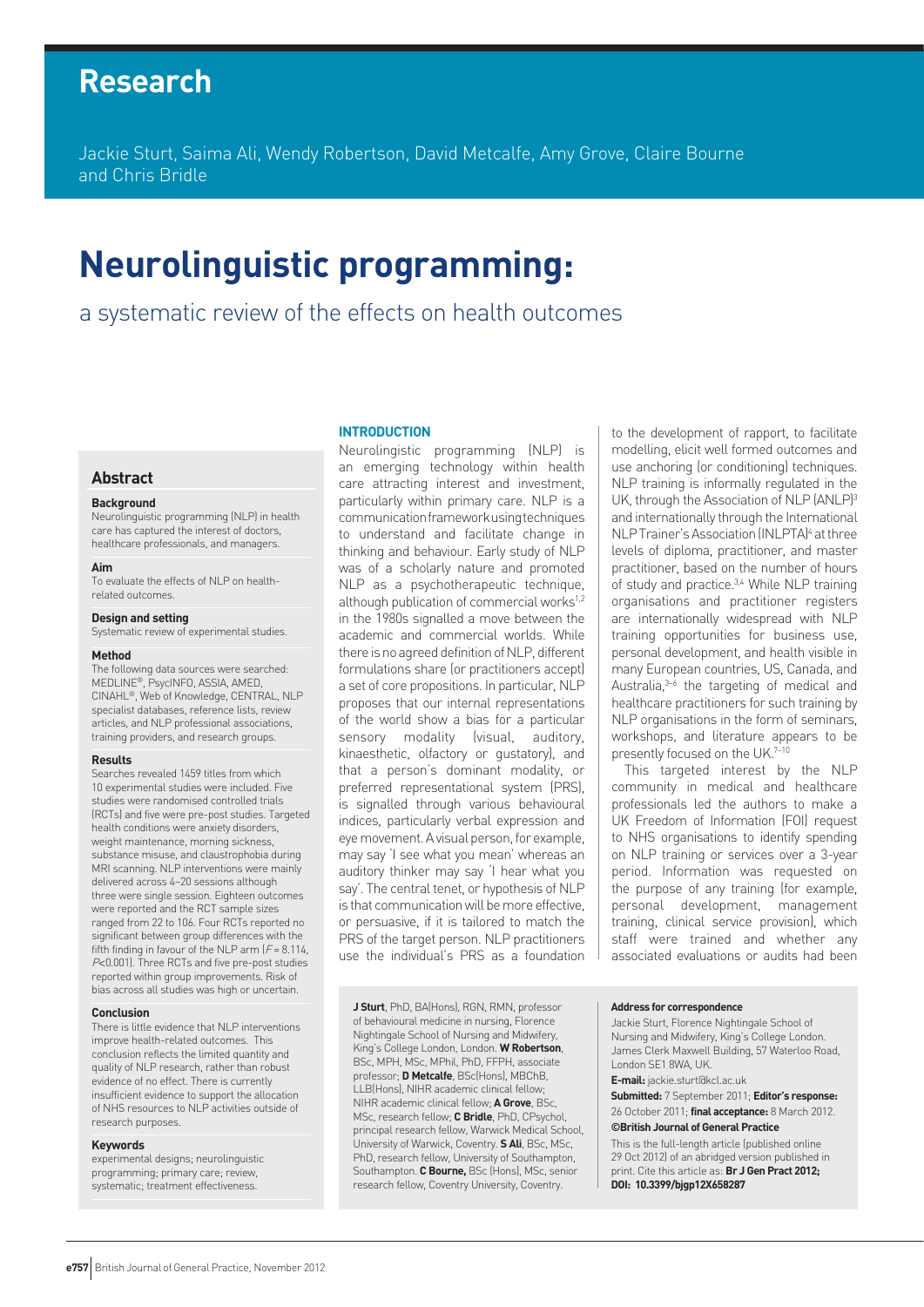# Research

Jackie Sturt, Saima Ali, Wendy Robertson, David Metcalfe, Amy Grove, Claire Bourne and Chris Bridle

# Neurolinguistic programming:

## a systematic review of the effects on health outcomes

### Abstract

**Background**
Neurolinguistic programming (NLP) in health care has captured the interest of doctors, healthcare professionals, and managers.

**Aim**
To evaluate the effects of NLP on health-related outcomes.

**Design and setting**
Systematic review of experimental studies.

**Method**
The following data sources were searched: MEDLINE®, PsycINFO, ASSIA, AMED, CINAHL®, Web of Knowledge, CENTRAL, NLP specialist databases, reference lists, review articles, and NLP professional associations, training providers, and research groups.

**Results**
Searches revealed 1459 titles from which 10 experimental studies were included. Five studies were randomised controlled trials (RCTs) and five were pre-post studies. Targeted health conditions were anxiety disorders, weight maintenance, morning sickness, substance misuse, and claustrophobia during MRI scanning. NLP interventions were mainly delivered across 4–20 sessions although three were single session. Eighteen outcomes were reported and the RCT sample sizes ranged from 22 to 106. Four RCTs reported no significant between group differences with the fifth finding in favour of the NLP arm ($F = 8.114$, $P<0.001$). Three RCTs and five pre-post studies reported within group improvements. Risk of bias across all studies was high or uncertain.

**Conclusion**
There is little evidence that NLP interventions improve health-related outcomes. This conclusion reflects the limited quantity and quality of NLP research, rather than robust evidence of no effect. There is currently insufficient evidence to support the allocation of NHS resources to NLP activities outside of research purposes.

**Keywords**
experimental designs; neurolinguistic programming; primary care; review, systematic; treatment effectiveness.

## INTRODUCTION

Neurolingistic programming (NLP) is an emerging technology within health care attracting interest and investment, particularly within primary care. NLP is a communication framework using techniques to understand and facilitate change in thinking and behaviour. Early study of NLP was of a scholarly nature and promoted NLP as a psychotherapeutic technique, although publication of commercial works[1,2] in the 1980s signalled a move between the academic and commercial worlds. While there is no agreed definition of NLP, different formulations share (or practitioners accept) a set of core propositions. In particular, NLP proposes that our internal representations of the world show a bias for a particular sensory modality (visual, auditory, kinaesthetic, olfactory or gustatory), and that a person's dominant modality, or preferred representational system (PRS), is signalled through various behavioural indices, particularly verbal expression and eye movement. A visual person, for example, may say 'I see what you mean' whereas an auditory thinker may say 'I hear what you say'. The central tenet, or hypothesis of NLP is that communication will be more effective, or persuasive, if it is tailored to match the PRS of the target person. NLP practitioners use the individual's PRS as a foundation to the development of rapport, to facilitate modelling, elicit well formed outcomes and use anchoring (or conditioning) techniques. NLP training is informally regulated in the UK, through the Association of NLP (ANLP)[3] and internationally through the International NLP Trainer's Association (INLPTA)[4] at three levels of diploma, practitioner, and master practitioner, based on the number of hours of study and practice.[3,4] While NLP training organisations and practitioner registers are internationally widespread with NLP training opportunities for business use, personal development, and health visible in many European countries, US, Canada, and Australia,[3–6] the targeting of medical and healthcare practitioners for such training by NLP organisations in the form of seminars, workshops, and literature appears to be presently focused on the UK.[7–10]

This targeted interest by the NLP community in medical and healthcare professionals led the authors to make a UK Freedom of Information (FOI) request to NHS organisations to identify spending on NLP training or services over a 3-year period. Information was requested on the purpose of any training (for example, personal development, management training, clinical service provision), which staff were trained and whether any associated evaluations or audits had been

**J Sturt**, PhD, BA(Hons), RGN, RMN, professor of behavioural medicine in nursing, Florence Nightingale School of Nursing and Midwifery, King's College London, London. **W Robertson**, BSc, MPH, MSc, MPhil, PhD, FFPH, associate professor; **D Metcalfe**, BSc(Hons), MBChB, LLB(Hons), NIHR academic clinical fellow; NIHR academic clinical fellow; **A Grove**, BSc, MSc, research fellow; **C Bridle**, PhD, CPsychol, principal research fellow, Warwick Medical School, University of Warwick, Coventry. **S Ali**, BSc, MSc, PhD, research fellow, University of Southampton, Southampton. **C Bourne**, BSc (Hons), MSc, senior research fellow, Coventry University, Coventry.

**Address for correspondence**
Jackie Sturt, Florence Nightingale School of Nursing and Midwifery, King's College London. James Clerk Maxwell Building, 57 Waterloo Road, London SE1 8WA, UK.

**E-mail:** jackie.sturt@kcl.ac.uk

**Submitted:** 7 September 2011; **Editor's response:** 26 October 2011; **final acceptance:** 8 March 2012.

**©British Journal of General Practice**

This is the full-length article (published online 29 Oct 2012) of an abridged version published in print. Cite this article as: **Br J Gen Pract 2012; DOI: 10.3399/bjgp12X658287**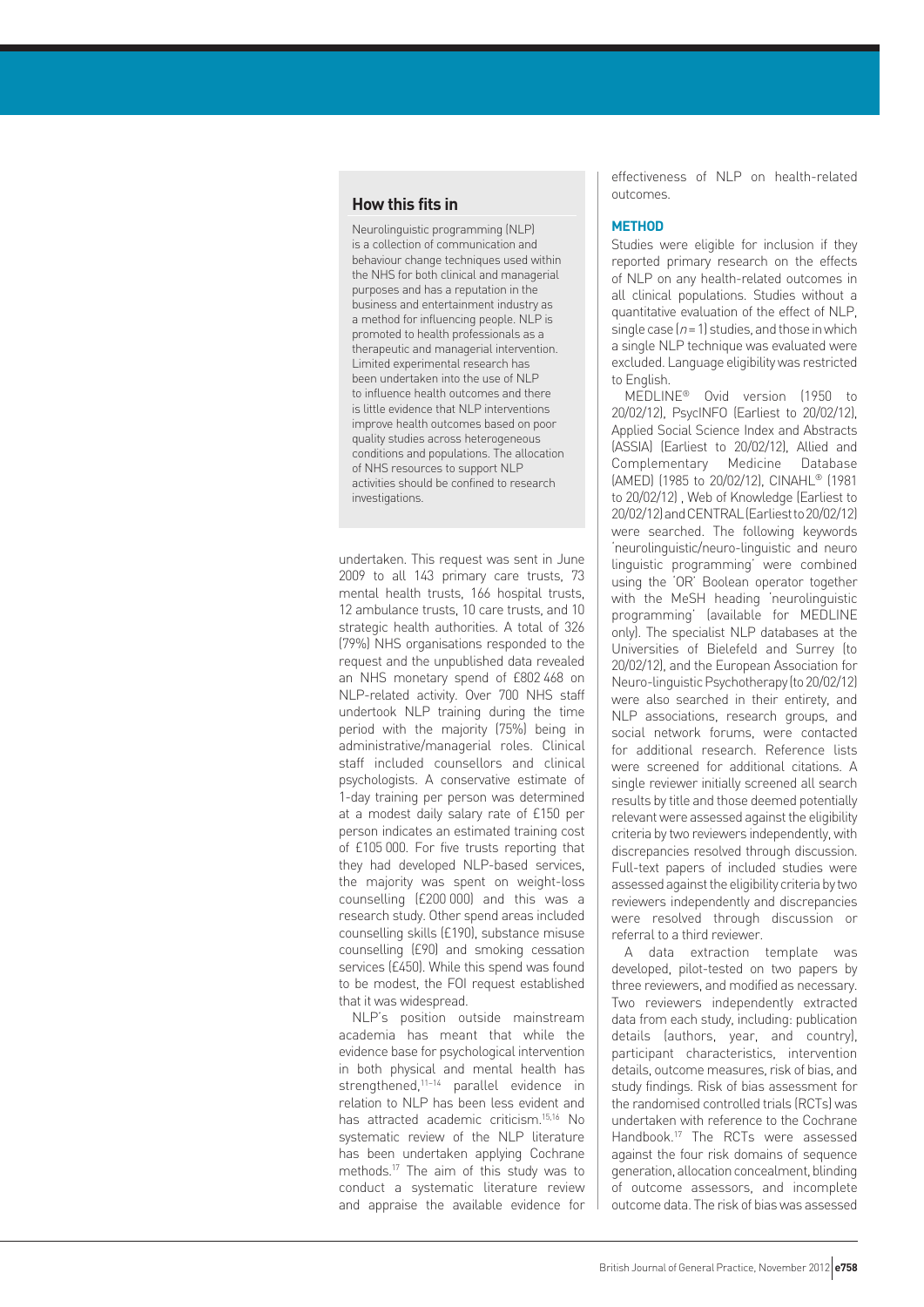## How this fits in

Neurolinguistic programming (NLP) is a collection of communication and behaviour change techniques used within the NHS for both clinical and managerial purposes and has a reputation in the business and entertainment industry as a method for influencing people. NLP is promoted to health professionals as a therapeutic and managerial intervention. Limited experimental research has been undertaken into the use of NLP to influence health outcomes and there is little evidence that NLP interventions improve health outcomes based on poor quality studies across heterogeneous conditions and populations. The allocation of NHS resources to support NLP activities should be confined to research investigations.

undertaken. This request was sent in June 2009 to all 143 primary care trusts, 73 mental health trusts, 166 hospital trusts, 12 ambulance trusts, 10 care trusts, and 10 strategic health authorities. A total of 326 (79%) NHS organisations responded to the request and the unpublished data revealed an NHS monetary spend of £802 468 on NLP-related activity. Over 700 NHS staff undertook NLP training during the time period with the majority (75%) being in administrative/managerial roles. Clinical staff included counsellors and clinical psychologists. A conservative estimate of 1-day training per person was determined at a modest daily salary rate of £150 per person indicates an estimated training cost of £105 000. For five trusts reporting that they had developed NLP-based services, the majority was spent on weight-loss counselling (£200 000) and this was a research study. Other spend areas included counselling skills (£190), substance misuse counselling (£90) and smoking cessation services (£450). While this spend was found to be modest, the FOI request established that it was widespread.

NLP's position outside mainstream academia has meant that while the evidence base for psychological intervention in both physical and mental health has strengthened,[11–14] parallel evidence in relation to NLP has been less evident and has attracted academic criticism.[15,16] No systematic review of the NLP literature has been undertaken applying Cochrane methods.[17] The aim of this study was to conduct a systematic literature review and appraise the available evidence for effectiveness of NLP on health-related outcomes.

## METHOD

Studies were eligible for inclusion if they reported primary research on the effects of NLP on any health-related outcomes in all clinical populations. Studies without a quantitative evaluation of the effect of NLP, single case ($n = 1$) studies, and those in which a single NLP technique was evaluated were excluded. Language eligibility was restricted to English.

MEDLINE® Ovid version (1950 to 20/02/12), PsycINFO (Earliest to 20/02/12), Applied Social Science Index and Abstracts (ASSIA) (Earliest to 20/02/12), Allied and Complementary Medicine Database (AMED) (1985 to 20/02/12), CINAHL® (1981 to 20/02/12) , Web of Knowledge (Earliest to 20/02/12) and CENTRAL (Earliest to 20/02/12) were searched. The following keywords 'neurolinguistic/neuro-linguistic and neuro linguistic programming' were combined using the 'OR' Boolean operator together with the MeSH heading 'neurolinguistic programming' (available for MEDLINE only). The specialist NLP databases at the Universities of Bielefeld and Surrey (to 20/02/12), and the European Association for Neuro-linguistic Psychotherapy (to 20/02/12) were also searched in their entirety, and NLP associations, research groups, and social network forums, were contacted for additional research. Reference lists were screened for additional citations. A single reviewer initially screened all search results by title and those deemed potentially relevant were assessed against the eligibility criteria by two reviewers independently, with discrepancies resolved through discussion. Full-text papers of included studies were assessed against the eligibility criteria by two reviewers independently and discrepancies were resolved through discussion or referral to a third reviewer.

A data extraction template was developed, pilot-tested on two papers by three reviewers, and modified as necessary. Two reviewers independently extracted data from each study, including: publication details (authors, year, and country), participant characteristics, intervention details, outcome measures, risk of bias, and study findings. Risk of bias assessment for the randomised controlled trials (RCTs) was undertaken with reference to the Cochrane Handbook.[17] The RCTs were assessed against the four risk domains of sequence generation, allocation concealment, blinding of outcome assessors, and incomplete outcome data. The risk of bias was assessed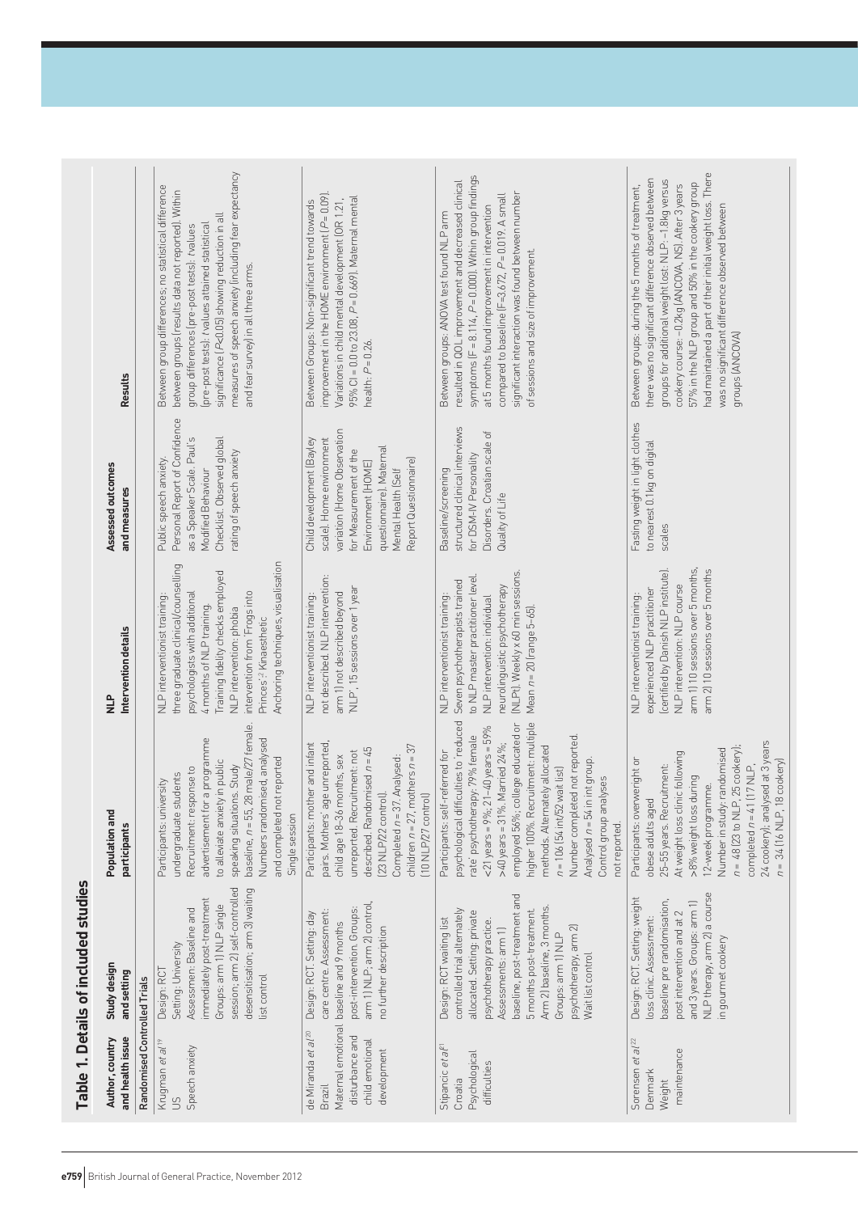## Table 1. Details of included studies

| Author, country and health issue | Study design and setting | Population and participants | NLP Intervention details | Assessed outcomes and measures | Results |
|---|---|---|---|---|---|
| **Randomised Controlled Trials** | | | | | |
| Krugman *et al*[19] US Speech anxiety | Design: RCT Setting: University Assessment: Baseline and immediately post-treatment Groups: arm 1) NLP single session; arm 2) self-controlled desensitisation; arm 3) waiting list control | Participants: university undergraduate students Recruitment: response to advertisement for a programme to alleviate anxiety in public speaking situations. Study baseline, $n$ = 55, 28 male/27 female. Numbers randomised, analysed and completed not reported Single session | NLP interventionist training: three graduate clinical/counselling psychologists with additional 4 months of NLP training. Training fidelity checks employed NLP intervention: phobia intervention from 'Frogs into Princes':[2] Kinaesthetic Anchoring techniques, visualisation | Public speech anxiety. Personal Report of Confidence as a Speaker Scale. Paul's Modified Behaviour Checklist. Observed global rating of speech anxiety | Between group differences; no statistical difference between groups (results data not reported). Within group differences (pre-post tests): $t$ values (pre-post tests): $t$ values attained statistical significance ($P$<0.05) showing reduction in all measures of speech anxiety (including fear expectancy and fear survey) in all three arms. |
| de Miranda *et al*[20] Brazil Maternal emotional disturbance and child emotional development | Design: RCT. Setting: day care centre. Assessment: baseline and 9 months post-intervention. Groups: arm 1) NLP; arm 2) control, no further description | Participants: mother and infant pairs. Mothers' age unreported, child age 18–36 months, sex unreported. Recruitment: not described. Randomised $n$ = 45 (23 NLP/22 control). Completed $n$ = 37. Analysed: children $n$ = 27, mothers $n$ = 37 (10 NLP/27 control) | NLP interventionist training: not described. NLP intervention: arm 1) not described beyond NLP', 15 sessions over 1 year | Child development (Bayley scale). Home environment variation (Home Observation for Measurement of the Environment [HOME] questionnaire). Maternal Mental Health (Self Report Questionnaire) | Between Groups: Non-significant trend towards improvement in the HOME environment ($P$ = 0.09). Variations in child mental development (OR 1.21, 95% CI = 0.0 to 23.08, $P$ = 0.669). Maternal mental health: $P$ = 0.26. |
| Stipancic *et al*[21] Croatia Psychological difficulties | Design: RCT waiting list controlled trial alternately allocated. Setting: private psychotherapy practice. Assessments: arm 1) baseline, post-treatment and 5 months post-treatment. Arm 2) baseline, 3 months. Groups: arm 1) NLP psychotherapy, arm 2) Wait list control | Participants: self-referred for psychological difficulties to 'reduced rate' psychotherapy; 79% female <21 years = 9%; 21–40 years = 59% >40 years = 31%. Married 24%; employed 56%; college educated or higher 100%. Recruitment: multiple methods. Alternately allocated $n$ = 106 (54 int/52 wait list) Number completed not reported. Analysed $n$ = 54 in int group. Control group analyses not reported. | NLP interventionist training: Seven psychotherapists trained to NLP master practitioner level. NLP intervention: individual neurolinguistic psychotherapy (NLPt). Weekly x 60 min sessions. Mean $n$ = 20 (range 5–65). | Baseline/screening structured clinical interviews for DSM-IV Personality Disorders. Croatian scale of Quality of Life | Between groups: ANOVA test found NLP arm resulted in QOL improvement and decreased clinical symptoms (F = 8.114, $P$ = 0.000). Within group findings at 5 months found improvement in intervention compared to baseline (F=3.672, $P$ = 0.019. A small significant interaction was found between number of sessions and size of improvement. |
| Sorensen *et al*[22] Denmark Weight maintenance | Design: RCT. Setting: weight loss clinic. Assessment: baseline pre randomisation, post intervention and at 2 and 3 years. Groups: arm 1) NLP therapy, arm 2) a course in gourmet cookery | Participants: overweight or obese adults aged 25–55 years. Recruitment: At weight loss course following >8% weight loss during 12-week programme. Number in study: randomised $n$ = 48 (23 to NLP, 25 cookery); completed $n$ = 41 (17 NLP, 24 cookery); analysed at 3 years $n$ = 34 (16 NLP, 18 cookery) | NLP interventionist training: experienced NLP practitioner (certified by Danish NLP institute). NLP intervention: NLP course arm 1) 10 sessions over 5 months, arm 2) 10 sessions over 5 months | Fasting weight in light clothes to nearest 0.1kg on digital scales | Between groups: during the 5 months of treatment, there was no significant difference observed between groups for additional weight lost: NLP: −1.8kg versus cookery course: −0.2kg (ANCOVA, NS). After 3 years 57% in the NLP group and 50% in the cookery group had maintained a part of their initial weight loss. There was no significant difference observed between groups (ANCOVA) |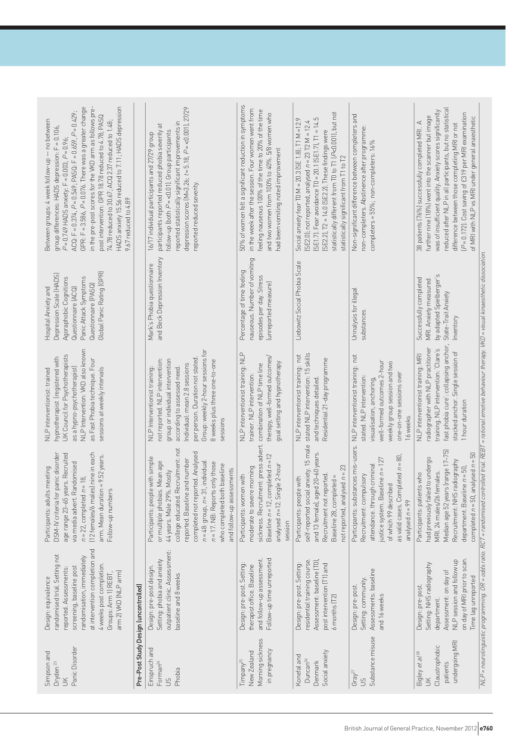| | | | | | |
|---|---|---|---|---|---|
| Simpson and Dryden[23] UK Panic Disorder | Design: equivalence randomised trial. Setting not reported. Assessments: screening, baseline post randomisation, immediately at intervention completion and 4 weeks post completion. Groups: Arm 1) REBT, arm 2) VKD (NLP arm) | Participants: adults meeting DSM-IV criteria for panic disorder age range 23–65 years. Recruited via media advert. Randomised $n = 22$, completed $n = 18$, (12 females/6 males) nine in each arm. Mean duration = 9.52 years. Follow-up numbers | NLP interventionist: trained hypnotherapist (registered with UK Council for Psychotherapists as a hypno-psychotherapist) NLP Intervention: VKD also known as Fast Phobia technique. Four sessions at weekly intervals | Hospital Anxiety and Depression Scale (HADS) Agoraphobic Cognitions Questionnaire (ACQ) Panic Attack Symptoms Questionnaire (PASQ) Global Panic Rating (GPR) | Between groups: 4 week follow-up — no between group differences: HADS depression: F = 0.106, $P = 0.749$ HADS anxiety: F = 0.003, $P = 0.96$; ACQ: F = 0.374, $P = 0.549$; PASQ: F = 0.659, $P = 0.429$; GPR: F = 3.586, $P = 0.076$. There was a greater change in the pre-post scores for the VKD arm as follows pre-post intervention: GPR 18.78 reduced to 4.78; PASQ 74.78 reduced to 30.67; ACQ 2.37 reduced to 1.48; HADS anxiety 15.56 reduced to 7.11; HADS depression 9.67 reduced to 4.89 |
| **Pre-Post Study Design (uncontrolled)** | | | | | |
| Einspruch and Forman[24] US Phobia | Design: pre-post design. Setting: phobia and anxiety outpatient clinic. Assessment: baseline and 8 weeks | Participants: people with simple or multiple phobias. Mean age 44 years. Male 29%. Mostly college educated. Recruitment: not reported. Baseline and number completed not reported. Analysed $n = 48$: group, $n = 31$, individual $n = 17$. NB: Reports only those who completed both baseline and follow-up assessments | NLP Interventionist training: not reported. NLP intervention: group or individual intervention according to assessed need. Individual: mean 2.8 sessions per person. Duration not stated. Group: weekly 2-hour sessions for 8 weeks plus three one-to-one sessions | Mark's Phobia questionnaire and Beck Depression Inventory | 16/17 individual participants and 27/29 group participants reported reduced phobia severity at follow-up (both $P = <0.01$). Group participants reported statistically significant improvements in depression scores (M=3.26; $t = 5.18$, $P = <0.001$). 27/29 reported reduced severity. |
| Timpany[25] New Zealand Morning sickness in pregnancy | Design: pre-post. Setting: therapist office. Baseline and follow-up assessment. Follow-up time unreported | Participants: women with moderate to severe morning sickness. Recruitment: press advert. Baseline $n = 12$, completed $n = 12$ analysed $n = 12$. Single 2-hour session | NLP interventionist training: NLP trainer. NLP intervention: combination of NLP time line therapy, well-formed outcomes/ goal setting and hypnotherapy | Percentage of time feeling nauseous. Number of vomiting episodes per day. Stress (unreported measure) | 50% of women felt a significant reduction in symptoms in the week after the session. Four women went from feeling nauseous 100% of the time to 20% of the time and two women from 100% to 40%. 5/8 women who had been vomiting noted improvement |
| Konefal and Duncan[26] Denmark Social anxiety | Design: pre-post. Setting: residential training course. Assessment: baseline (T0), post intervention (T1) and 6 months (T2) | Participants: people with self-reported social anxiety. 15 male and 13 female), aged 20–60 years. Recruitment not reported. Baseline 28, completed = not reported, analysed $n = 23$ | NLP interventionist training: not stated NLP intervention: 15 skills and techniques detailed. Residential 21-day programme | Liebowitz Social Phobia Scale | Social anxiety fear T0 M = 20.3 (SE 1.8); T1 M =12.9 (SE2.0); not reported, analysed $n = 23$ T2 M = 12.4 (SE1.7). Fear avoidance T0 = 20.1 (SE1.7), T1 = 14.5 (SE2.2), T2 = 14.0 (SE2.2). These findings were statistically different from T0 to T1 ($P$<0.001), but not statistically significant from T1 to T2 |
| Gray[27] US Substance misuse | Design: pre-post. Setting: community. Assessments: baseline and 16 weeks | Participants: substances mis-users. Recruitment: compulsory attendance through criminal justice system. Baseline $n = 127$ of which 99 described as valid cases. Completed $n = 80$, analysed $n = 99$ | NLP interventionist training: not stated. NLP intervention: visualisation, anchoring, well-formed outcomes 2-hour weekly group session and two one-on-one sessions over 16 weeks | Urinalysis for illegal substances | Non-significant difference between completers and non-completers. Abstinence after programme: completers = 55%; non-completers: 16% |
| Bigley et al[28] UK Claustrophobic patients undergoing MRI | Design: pre-post. Setting: NHS radiography department. Assessment: on day of NLP session and follow up on day of MRI prior to scan. Time lag unreported | Participants: patients who had previously failed to undergo MRI. 24 males/26 females. Median age 52 years (range 17–75) Recruitment: NHS radiography department. Baseline $n = 50$, completed $n = 50$, analysed $n = 50$ | NLP interventionist training: MRI radiographer with NLP practitioner training. NLP intervention: 'Clare's fast phobia cure': collapsing anchor, stacked anchor. Single session of 1 hour duration | Successfully completed MRI. Anxiety measured by adapted Spelberger's State-Trait Anxiety Inventory | 38 patients (76%) successfully completed MRI. A further nine (18%) went into the scanner but image was of insufficient quality. Anxiety scores significantly reduced after NLP in all participants, but no statistical difference between those completing MRI or not ($P = 0.172$). Cost saving of £319 per MRI examination of MRI with NLP vs MRI under general anaesthetic |

NLP = neurolinguistic programming. OR = odds ratio. RCT = randomised controlled trial. REBT = rational emotive behaviour therapy. VKD = visual kinaesthetic dissociation.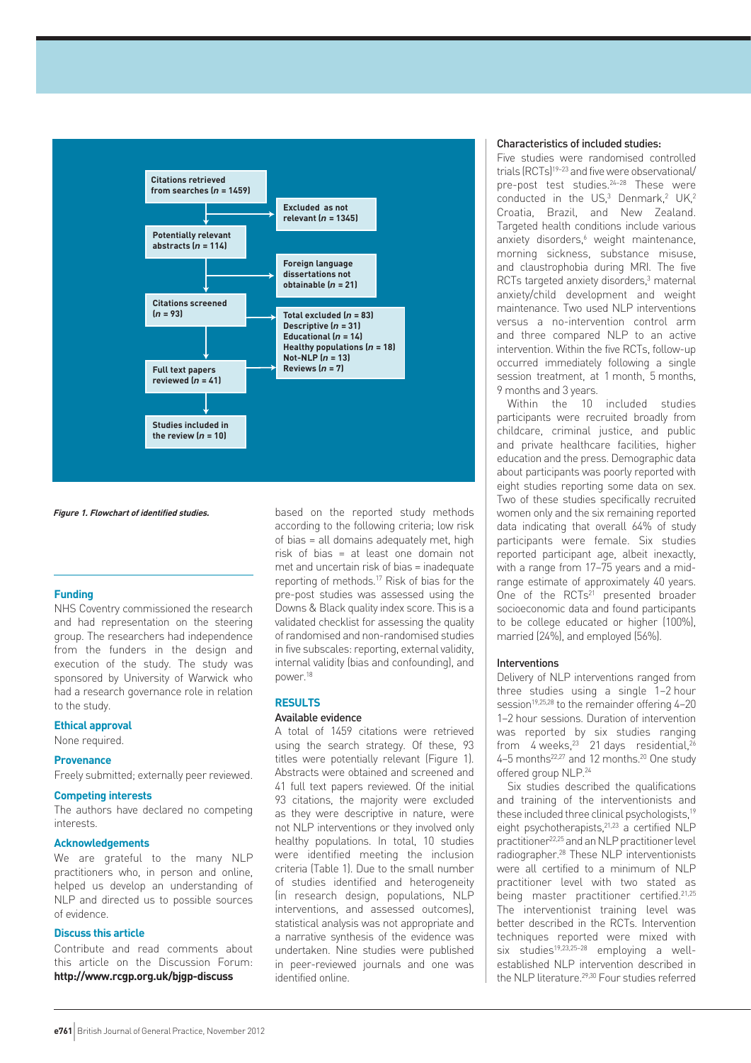Citations retrieved from searches (*n* = 1459)

Excluded as not relevant (*n* = 1345)

Potentially relevant abstracts (*n* = 114)

Foreign language dissertations not obtainable (*n* = 21)

Citations screened (*n* = 93)

Total excluded (*n* = 83)
Descriptive (*n* = 31)
Educational (*n* = 14)
Healthy populations (*n* = 18)
Not-NLP (*n* = 13)
Reviews (*n* = 7)

Full text papers reviewed (*n* = 41)

Studies included in the review (*n* = 10)

***Figure 1. Flowchart of identified studies.***

### Funding

NHS Coventry commissioned the research and had representation on the steering group. The researchers had independence from the funders in the design and execution of the study. The study was sponsored by University of Warwick who had a research governance role in relation to the study.

### Ethical approval

None required.

### Provenance

Freely submitted; externally peer reviewed.

### Competing interests

The authors have declared no competing interests.

### Acknowledgements

We are grateful to the many NLP practitioners who, in person and online, helped us develop an understanding of NLP and directed us to possible sources of evidence.

### Discuss this article

Contribute and read comments about this article on the Discussion Forum: **http://www.rcgp.org.uk/bjgp-discuss**

based on the reported study methods according to the following criteria; low risk of bias = all domains adequately met, high risk of bias = at least one domain not met and uncertain risk of bias = inadequate reporting of methods.[17] Risk of bias for the pre-post studies was assessed using the Downs & Black quality index score. This is a validated checklist for assessing the quality of randomised and non-randomised studies in five subscales: reporting, external validity, internal validity (bias and confounding), and power.[18]

## RESULTS

### Available evidence

A total of 1459 citations were retrieved using the search strategy. Of these, 93 titles were potentially relevant (Figure 1). Abstracts were obtained and screened and 41 full text papers reviewed. Of the initial 93 citations, the majority were excluded as they were descriptive in nature, were not NLP interventions or they involved only healthy populations. In total, 10 studies were identified meeting the inclusion criteria (Table 1). Due to the small number of studies identified and heterogeneity (in research design, populations, NLP interventions, and assessed outcomes), statistical analysis was not appropriate and a narrative synthesis of the evidence was undertaken. Nine studies were published in peer-reviewed journals and one was identified online.

### Characteristics of included studies:

Five studies were randomised controlled trials (RCTs)[19–23] and five were observational/pre-post test studies.[24–28] These were conducted in the US,[3] Denmark,[2] UK,[2] Croatia, Brazil, and New Zealand. Targeted health conditions include various anxiety disorders,[6] weight maintenance, morning sickness, substance misuse, and claustrophobia during MRI. The five RCTs targeted anxiety disorders,[3] maternal anxiety/child development and weight maintenance. Two used NLP interventions versus a no-intervention control arm and three compared NLP to an active intervention. Within the five RCTs, follow-up occurred immediately following a single session treatment, at 1 month, 5 months, 9 months and 3 years.

Within the 10 included studies participants were recruited broadly from childcare, criminal justice, and public and private healthcare facilities, higher education and the press. Demographic data about participants was poorly reported with eight studies reporting some data on sex. Two of these studies specifically recruited women only and the six remaining reported data indicating that overall 64% of study participants were female. Six studies reported participant age, albeit inexactly, with a range from 17–75 years and a mid-range estimate of approximately 40 years. One of the RCTs[21] presented broader socioeconomic data and found participants to be college educated or higher (100%), married (24%), and employed (56%).

### Interventions

Delivery of NLP interventions ranged from three studies using a single 1–2 hour session[19,25,28] to the remainder offering 4–20 1–2 hour sessions. Duration of intervention was reported by six studies ranging from 4 weeks,[23] 21 days residential,[26] 4–5 months[22,27] and 12 months.[20] One study offered group NLP.[24]

Six studies described the qualifications and training of the interventionists and these included three clinical psychologists,[19] eight psychotherapists,[21,23] a certified NLP practitioner[22,25] and an NLP practitioner level radiographer.[28] These NLP interventionists were all certified to a minimum of NLP practitioner level with two stated as being master practitioner certified.[21,25] The interventionist training level was better described in the RCTs. Intervention techniques reported were mixed with six studies[19,23,25–28] employing a well-established NLP intervention described in the NLP literature.[29,30] Four studies referred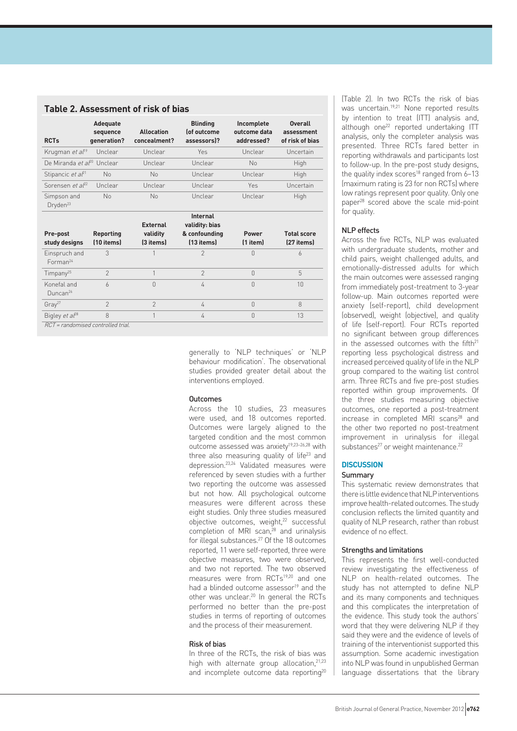## Table 2. Assessment of risk of bias

| RCTs | Adequate sequence generation? | Allocation concealment? | Blinding (of outcome assessors)? | Incomplete outcome data addressed? | Overall assessment of risk of bias |
|---|---|---|---|---|---|
| Krugman *et al*[19] | Unclear | Unclear | Yes | Unclear | Uncertain |
| De Miranda *et al*[20] | Unclear | Unclear | Unclear | No | High |
| Stipancic *et al*[21] | No | No | Unclear | Unclear | High |
| Sorensen *et al*[22] | Unclear | Unclear | Unclear | Yes | Uncertain |
| Simpson and Dryden[23] | No | No | Unclear | Unclear | High |
| **Pre-post study designs** | **Reporting (10 items)** | **External validity (3 items)** | **Internal validity: bias & confounding (13 items)** | **Power (1 item)** | **Total score (27 items)** |
| Einspruch and Forman[24] | 3 | 1 | 2 | 0 | 6 |
| Timpany[25] | 2 | 1 | 2 | 0 | 5 |
| Konefal and Duncan[26] | 6 | 0 | 4 | 0 | 10 |
| Gray[27] | 2 | 2 | 4 | 0 | 8 |
| Bigley *et al*[28] | 8 | 1 | 4 | 0 | 13 |

*RCT = randomised controlled trial.*

generally to 'NLP techniques' or 'NLP behaviour modification'. The observational studies provided greater detail about the interventions employed.

### Outcomes

Across the 10 studies, 23 measures were used, and 18 outcomes reported. Outcomes were largely aligned to the targeted condition and the most common outcome assessed was anxiety[19,23–26,28] with three also measuring quality of life[23] and depression.[23,24] Validated measures were referenced by seven studies with a further two reporting the outcome was assessed but not how. All psychological outcome measures were different across these eight studies. Only three studies measured objective outcomes, weight,[22] successful completion of MRI scan,[28] and urinalysis for illegal substances.[27] Of the 18 outcomes reported, 11 were self-reported, three were objective measures, two were observed, and two not reported. The two observed measures were from RCTs[19,20] and one had a blinded outcome assessor[19] and the other was unclear.[20] In general the RCTs performed no better than the pre-post studies in terms of reporting of outcomes and the process of their measurement.

### Risk of bias

In three of the RCTs, the risk of bias was high with alternate group allocation,[21,23] and incomplete outcome data reporting[20] (Table 2). In two RCTs the risk of bias was uncertain.[19,21] None reported results by intention to treat (ITT) analysis and, although one[22] reported undertaking ITT analysis, only the completer analysis was presented. Three RCTs fared better in reporting withdrawals and participants lost to follow-up. In the pre-post study designs, the quality index scores[18] ranged from 6–13 (maximum rating is 23 for non RCTs) where low ratings represent poor quality. Only one paper[28] scored above the scale mid-point for quality.

### NLP effects

Across the five RCTs, NLP was evaluated with undergraduate students, mother and child pairs, weight challenged adults, and emotionally-distressed adults for which the main outcomes were assessed ranging from immediately post-treatment to 3-year follow-up. Main outcomes reported were anxiety (self-report), child development (observed), weight (objective), and quality of life (self-report). Four RCTs reported no significant between group differences in the assessed outcomes with the fifth[21] reporting less psychological distress and increased perceived quality of life in the NLP group compared to the waiting list control arm. Three RCTs and five pre-post studies reported within group improvements. Of the three studies measuring objective outcomes, one reported a post-treatment increase in completed MRI scans[28] and the other two reported no post-treatment improvement in urinalysis for illegal substances[27] or weight maintenance.[22]

## DISCUSSION

### Summary

This systematic review demonstrates that there is little evidence that NLP interventions improve health-related outcomes. The study conclusion reflects the limited quantity and quality of NLP research, rather than robust evidence of no effect.

### Strengths and limitations

This represents the first well-conducted review investigating the effectiveness of NLP on health-related outcomes. The study has not attempted to define NLP and its many components and techniques and this complicates the interpretation of the evidence. This study took the authors' word that they were delivering NLP if they said they were and the evidence of levels of training of the interventionist supported this assumption. Some academic investigation into NLP was found in unpublished German language dissertations that the library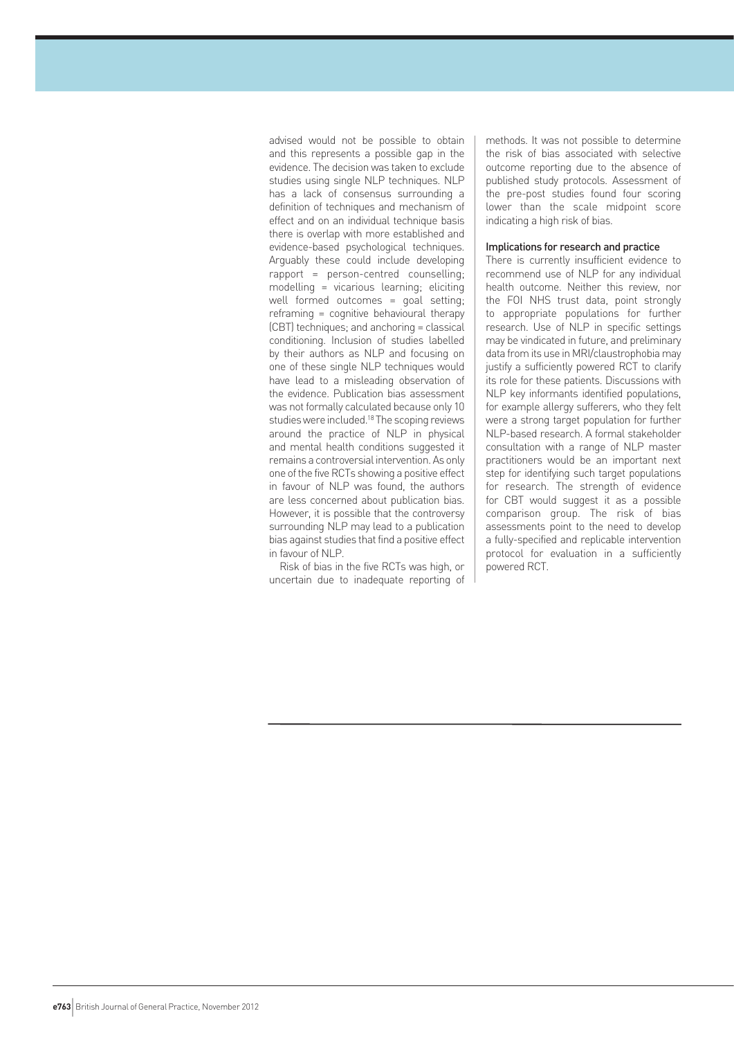advised would not be possible to obtain and this represents a possible gap in the evidence. The decision was taken to exclude studies using single NLP techniques. NLP has a lack of consensus surrounding a definition of techniques and mechanism of effect and on an individual technique basis there is overlap with more established and evidence-based psychological techniques. Arguably these could include developing rapport = person-centred counselling; modelling = vicarious learning; eliciting well formed outcomes = goal setting; reframing = cognitive behavioural therapy (CBT) techniques; and anchoring = classical conditioning. Inclusion of studies labelled by their authors as NLP and focusing on one of these single NLP techniques would have lead to a misleading observation of the evidence. Publication bias assessment was not formally calculated because only 10 studies were included.[18] The scoping reviews around the practice of NLP in physical and mental health conditions suggested it remains a controversial intervention. As only one of the five RCTs showing a positive effect in favour of NLP was found, the authors are less concerned about publication bias. However, it is possible that the controversy surrounding NLP may lead to a publication bias against studies that find a positive effect in favour of NLP.

Risk of bias in the five RCTs was high, or uncertain due to inadequate reporting of methods. It was not possible to determine the risk of bias associated with selective outcome reporting due to the absence of published study protocols. Assessment of the pre-post studies found four scoring lower than the scale midpoint score indicating a high risk of bias.

### Implications for research and practice

There is currently insufficient evidence to recommend use of NLP for any individual health outcome. Neither this review, nor the FOI NHS trust data, point strongly to appropriate populations for further research. Use of NLP in specific settings may be vindicated in future, and preliminary data from its use in MRI/claustrophobia may justify a sufficiently powered RCT to clarify its role for these patients. Discussions with NLP key informants identified populations, for example allergy sufferers, who they felt were a strong target population for further NLP-based research. A formal stakeholder consultation with a range of NLP master practitioners would be an important next step for identifying such target populations for research. The strength of evidence for CBT would suggest it as a possible comparison group. The risk of bias assessments point to the need to develop a fully-specified and replicable intervention protocol for evaluation in a sufficiently powered RCT.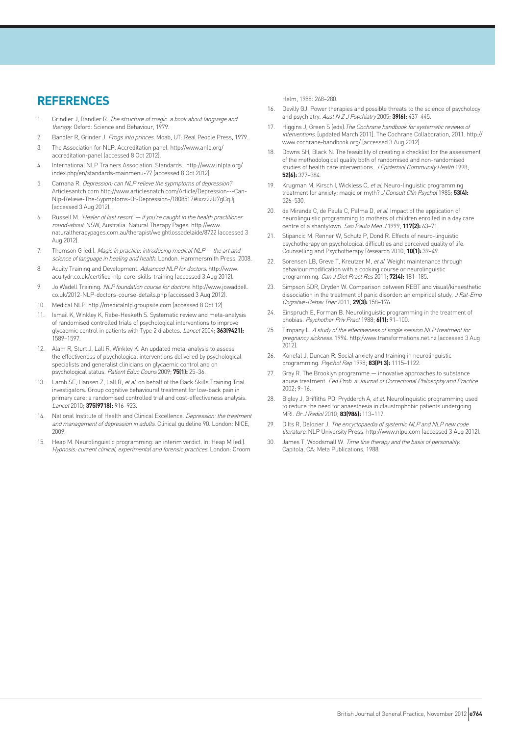## REFERENCES

1. Grindler J, Bandler R. *The structure of magic: a book about language and therapy.* Oxford: Science and Behaviour, 1979.
2. Bandler R, Grinder J. *Frogs into princes.* Moab, UT: Real People Press, 1979.
3. The Association for NLP. Accreditation panel. http://www.anlp.org/accreditation-panel (accessed 8 Oct 2012).
4. International NLP Trainers Association. Standards. http://www.inlpta.org/index.php/en/standards-mainmenu-77 (accessed 8 Oct 2012).
5. Camana R. *Depression: can NLP relieve the sypmptoms of depression?* Articlesantch.com http://www.articlesnatch.com/Article/Depression---Can-Nlp-Relieve-The-Sypmptoms-Of-Depression-/1808517#ixzz22U7gGqJj (accessed 3 Aug 2012).
6. Russell M. *'Healer of last resort' — if you're caught in the health practitioner round-about.* NSW, Australia: Natural Therapy Pages. http://www.naturaltherapypages.com.au/therapist/weightlossadelaide/8722 (accessed 3 Aug 2012).
7. Thomson G (ed.). *Magic in practice: introducing medical NLP — the art and science of language in healing and health.* London. Hammersmith Press, 2008.
8. Acuity Training and Development. *Advanced NLP for doctors.* http://www.acuitydr.co.uk/certified-nlp-core-skills-training (accessed 3 Aug 2012).
9. Jo Wadell Training. *NLP foundation course for doctors.* http://www.jowaddell.co.uk/2012-NLP-doctors-course-details.php (accessed 3 Aug 2012).
10. Medical NLP. http://medicalnlp.groupsite.com (accessed 8 Oct 12)
11. Ismail K, Winkley K, Rabe-Hesketh S. Systematic review and meta-analysis of randomised controlled trials of psychological interventions to improve glycaemic control in patients with Type 2 diabetes. *Lancet* 2004; **363(9421):** 1589–1597.
12. Alam R, Sturt J, Lall R, Winkley K. An updated meta-analysis to assess the effectiveness of psychological interventions delivered by psychological specialists and generalist clinicians on glycaemic control and on psychological status. *Patient Educ Couns* 2009; **75(1):** 25–36.
13. Lamb SE, Hansen Z, Lall R, *et al.* on behalf of the Back Skills Training Trial investigators. Group cognitive behavioural treatment for low-back pain in primary care: a randomised controlled trial and cost-effectiveness analysis. *Lancet* 2010; **375(9718):** 916–923.
14. National Institute of Health and Clinical Excellence. *Depression: the treatment and management of depression in adults.* Clinical guideline 90. London: NICE, 2009.
15. Heap M. Neurolinguistic programming: an interim verdict. In: Heap M (ed.). *Hypnosis: current clinical, experimental and forensic practices.* London: Croom Helm, 1988: 268–280.
16. Devilly GJ. Power therapies and possible threats to the science of psychology and psychiatry. *Aust N Z J Psychiatry* 2005; **39(6):** 437–445.
17. Higgins J, Green S (eds).*The Cochrane handbook for systematic reviews of interventions.* [updated March 2011]. The Cochrane Collaboration, 2011. http://www.cochrane-handbook.org/ (accessed 3 Aug 2012).
18. Downs SH, Black N. The feasibility of creating a checklist for the assessment of the methodological quality both of randomised and non-randomised studies of health care interventions. *J Epidemiol Community Health* 1998; **52(6):** 377–384.
19. Krugman M, Kirsch I, Wickless C, *et al.* Neuro-linguistic programming treatment for anxiety: magic or myth? *J Consult Clin Psychol* 1985; **53(4):** 526–530.
20. de Miranda C, de Paula C, Palma D, *et al.* Impact of the application of neurolinguistic programming to mothers of children enrolled in a day care centre of a shantytown. *Sao Paulo Med J* 1999; **117(2):** 63–71.
21. Stipancic M, Renner W, Schutz P, Dond R. Effects of neuro-linguistic psychotherapy on psychological difficulties and perceived quality of life. Counselling and Psychotherapy Research 2010; **10(1):** 39–49.
22. Sorensen LB, Greve T, Kreutzer M, *et al.* Weight maintenance through behaviour modification with a cooking course or neurolinguistic programming. *Can J Diet Pract Res* 2011; **72(4):** 181–185.
23. Simpson SDR, Dryden W. Comparison between REBT and visual/kinaesthetic dissociation in the treatment of panic disorder: an empirical study. *J Rat-Emo Cognitive-Behav Ther* 2011; **29(3):** 158–176.
24. Einspruch E, Forman B. Neurolinguistic programming in the treatment of phobias. *Psychother Priv Pract* 1988; **6(1):** 91–100.
25. Timpany L. *A study of the effectiveness of single session NLP treatment for pregnancy sickness.* 1994. http:/www.transformations.net.nz (accessed 3 Aug 2012).
26. Konefal J, Duncan R. Social anxiety and training in neurolinguistic programming. *Psychol Rep* 1998; **83(Pt 3):** 1115–1122.
27. Gray R. The Brooklyn programme — innovative approaches to substance abuse treatment. *Fed Prob: a Journal of Correctional Philosophy and Practice* 2002; 9–16.
28. Bigley J, Griffiths PD, Prydderch A, *et al.* Neurolinguistic programming used to reduce the need for anaesthesia in claustrophobic patients undergoing MRI. *Br J Radiol* 2010; **83(986):** 113–117.
29. Dilts R, Delozier J. *The encyclopaedia of systemic NLP and NLP new code literature.* NLP University Press. http://www.nlpu.com (accessed 3 Aug 2012).
30. James T, Woodsmall W. *Time line therapy and the basis of personality.* Capitola, CA: Meta Publications, 1988.